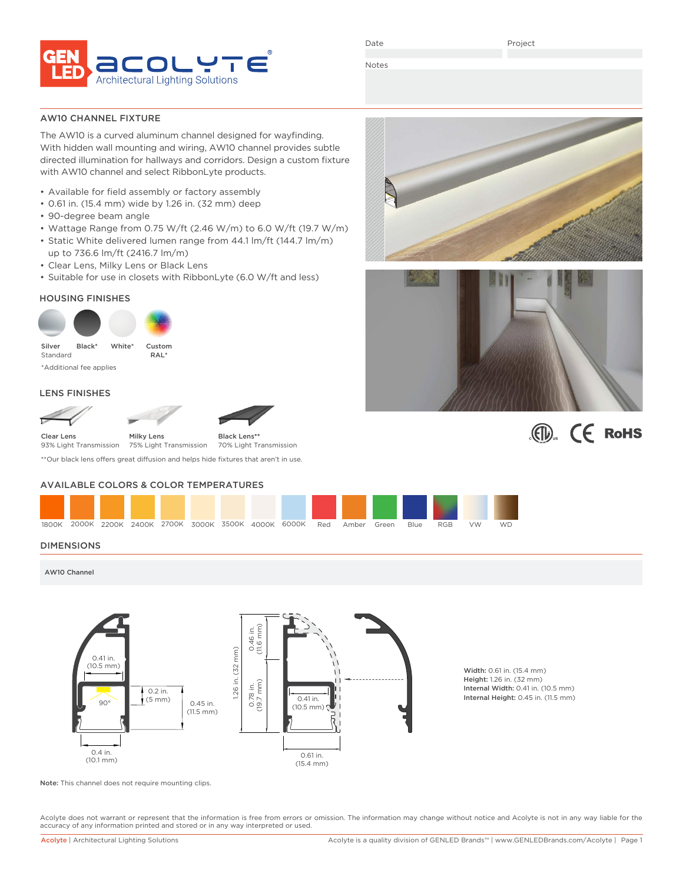GEN LED acolyte® Architectural Lighting Solutions

Date | Project

Notes

## AW10 CHANNEL FIXTURE

The AW10 is a curved aluminum channel designed for wayfinding. With hidden wall mounting and wiring, AW10 channel provides subtle directed illumination for hallways and corridors. Design a custom fixture with AW10 channel and select RibbonLyte products.

- Available for field assembly or factory assembly
- 0.61 in. (15.4 mm) wide by 1.26 in. (32 mm) deep
- 90-degree beam angle
- Wattage Range from 0.75 W/ft (2.46 W/m) to 6.0 W/ft (19.7 W/m)
- Static White delivered lumen range from 44.1 lm/ft (144.7 lm/m) up to 736.6 lm/ft (2416.7 lm/m)
- Clear Lens, Milky Lens or Black Lens
- Suitable for use in closets with RibbonLyte (6.0 W/ft and less)

### HOUSING FINISHES

Silver Standard | Black* | White* | Custom RAL*

*Additional fee applies

### LENS FINISHES

Clear Lens — 93% Light Transmission
Milky Lens — 75% Light Transmission
Black Lens** — 70% Light Transmission

**Our black lens offers great diffusion and helps hide fixtures that aren't in use.

### AVAILABLE COLORS & COLOR TEMPERATURES

1800K | 2000K | 2200K | 2400K | 2700K | 3000K | 3500K | 4000K | 6000K | Red | Amber | Green | Blue | RGB | VW | WD

### DIMENSIONS

**AW10 Channel**

0.41 in. (10.5 mm) | 0.2 in. (5 mm) | 0.45 in. (11.5 mm) | 90° | 0.4 in. (10.1 mm) | 1.26 in. (32 mm) | 0.46 in. (11.6 mm) | 0.78 in. (19.7 mm) | 0.41 in. (10.5 mm) | 0.61 in. (15.4 mm)

**Width:** 0.61 in. (15.4 mm)
**Height:** 1.26 in. (32 mm)
**Internal Width:** 0.41 in. (10.5 mm)
**Internal Height:** 0.45 in. (11.5 mm)

**Note:** This channel does not require mounting clips.

Acolyte does not warrant or represent that the information is free from errors or omission. The information may change without notice and Acolyte is not in any way liable for the accuracy of any information printed and stored or in any way interpreted or used.

Acolyte | Architectural Lighting Solutions — Acolyte is a quality division of GENLED Brands™ | www.GENLEDBrands.com/Acolyte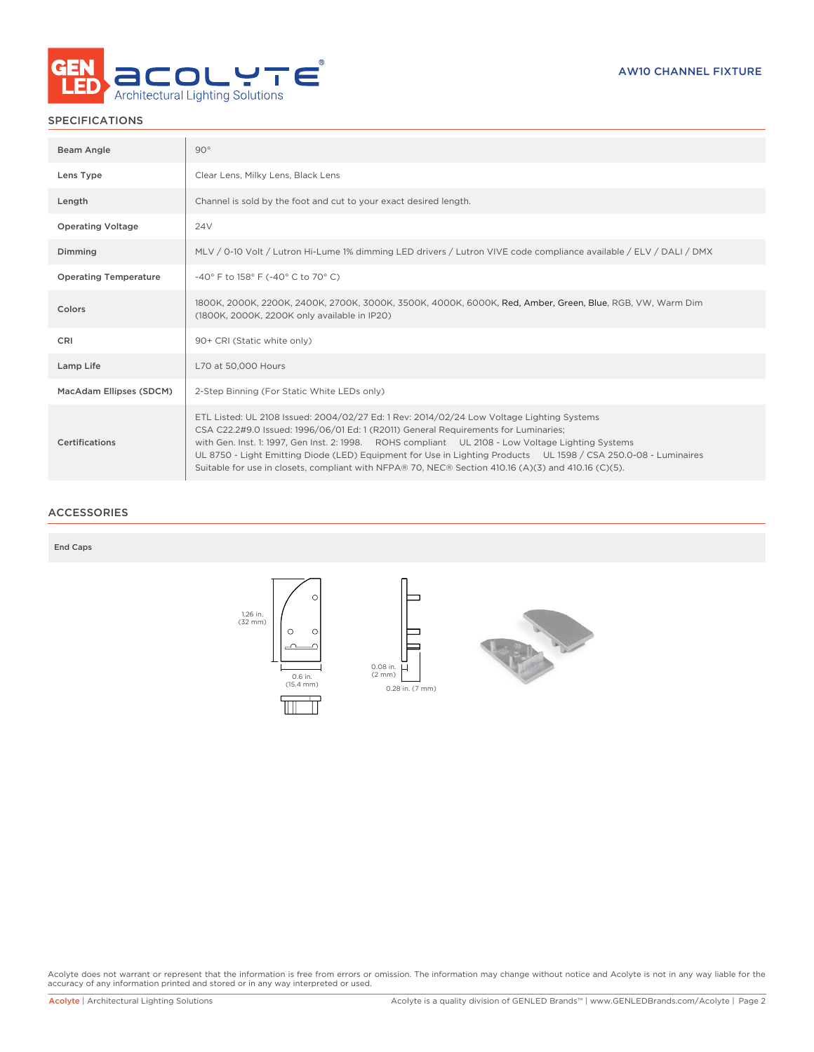AW10 CHANNEL FIXTURE

## SPECIFICATIONS

| | |
|---|---|
| Beam Angle | 90° |
| Lens Type | Clear Lens, Milky Lens, Black Lens |
| Length | Channel is sold by the foot and cut to your exact desired length. |
| Operating Voltage | 24V |
| Dimming | MLV / 0-10 Volt / Lutron Hi-Lume 1% dimming LED drivers / Lutron VIVE code compliance available / ELV / DALI / DMX |
| Operating Temperature | -40° F to 158° F (-40° C to 70° C) |
| Colors | 1800K, 2000K, 2200K, 2400K, 2700K, 3000K, 3500K, 4000K, 6000K, Red, Amber, Green, Blue, RGB, VW, Warm Dim (1800K, 2000K, 2200K only available in IP20) |
| CRI | 90+ CRI (Static white only) |
| Lamp Life | L70 at 50,000 Hours |
| MacAdam Ellipses (SDCM) | 2-Step Binning (For Static White LEDs only) |
| Certifications | ETL Listed: UL 2108 Issued: 2004/02/27 Ed: 1 Rev: 2014/02/24 Low Voltage Lighting Systems CSA C22.2#9.0 Issued: 1996/06/01 Ed: 1 (R2011) General Requirements for Luminaires; with Gen. Inst. 1: 1997, Gen Inst. 2: 1998. ROHS compliant UL 2108 - Low Voltage Lighting Systems UL 8750 - Light Emitting Diode (LED) Equipment for Use in Lighting Products UL 1598 / CSA 250.0-08 - Luminaires Suitable for use in closets, compliant with NFPA® 70, NEC® Section 410.16 (A)(3) and 410.16 (C)(5). |

## ACCESSORIES

**End Caps**

1.26 in. (32 mm)

0.6 in. (15.4 mm)

0.08 in. (2 mm)

0.28 in. (7 mm)

Acolyte does not warrant or represent that the information is free from errors or omission. The information may change without notice and Acolyte is not in any way liable for the accuracy of any information printed and stored or in any way interpreted or used.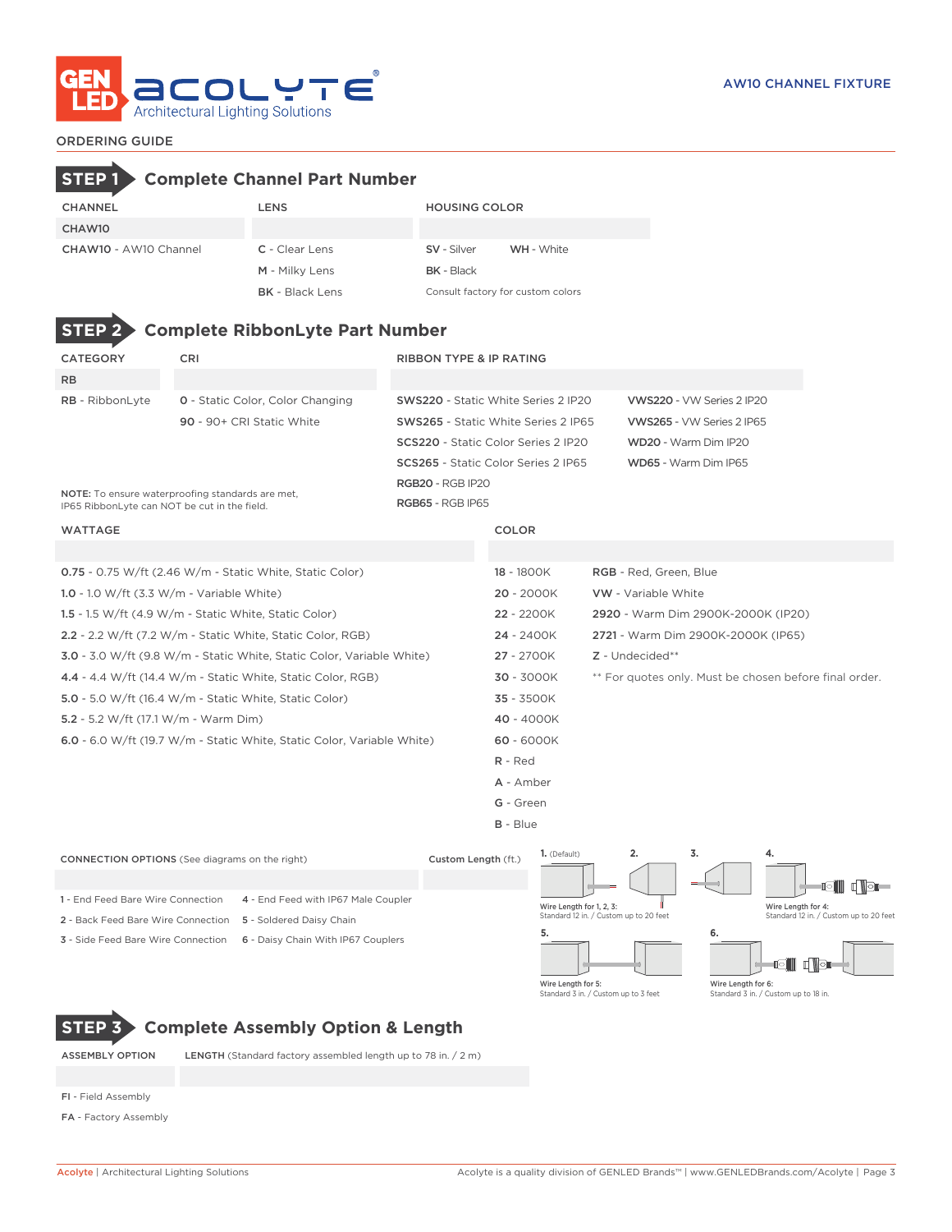ORDERING GUIDE

## STEP 1 Complete Channel Part Number

| CHANNEL | LENS | HOUSING COLOR |
|---|---|---|
| CHAW10 | | |
| **CHAW10** - AW10 Channel | **C** - Clear Lens | **SV** - Silver  **WH** - White |
| | **M** - Milky Lens | **BK** - Black |
| | **BK** - Black Lens | Consult factory for custom colors |

## STEP 2 Complete RibbonLyte Part Number

| CATEGORY | CRI | RIBBON TYPE & IP RATING | |
|---|---|---|---|
| RB | | | |
| **RB** - RibbonLyte | **0** - Static Color, Color Changing | **SWS220** - Static White Series 2 IP20 | **VWS220** - VW Series 2 IP20 |
| | **90** - 90+ CRI Static White | **SWS265** - Static White Series 2 IP65 | **VWS265** - VW Series 2 IP65 |
| | | **SCS220** - Static Color Series 2 IP20 | **WD20** - Warm Dim IP20 |
| | | **SCS265** - Static Color Series 2 IP65 | **WD65** - Warm Dim IP65 |
| | | **RGB20** - RGB IP20 | |
| | | **RGB65** - RGB IP65 | |

**NOTE:** To ensure waterproofing standards are met, IP65 RibbonLyte can NOT be cut in the field.

| WATTAGE | COLOR | |
|---|---|---|
| | | |
| **0.75** - 0.75 W/ft (2.46 W/m - Static White, Static Color) | **18** - 1800K | **RGB** - Red, Green, Blue |
| **1.0** - 1.0 W/ft (3.3 W/m - Variable White) | **20** - 2000K | **VW** - Variable White |
| **1.5** - 1.5 W/ft (4.9 W/m - Static White, Static Color) | **22** - 2200K | **2920** - Warm Dim 2900K-2000K (IP20) |
| **2.2** - 2.2 W/ft (7.2 W/m - Static White, Static Color, RGB) | **24** - 2400K | **2721** - Warm Dim 2900K-2000K (IP65) |
| **3.0** - 3.0 W/ft (9.8 W/m - Static White, Static Color, Variable White) | **27** - 2700K | **Z** - Undecided** |
| **4.4** - 4.4 W/ft (14.4 W/m - Static White, Static Color, RGB) | **30** - 3000K | ** For quotes only. Must be chosen before final order. |
| **5.0** - 5.0 W/ft (16.4 W/m - Static White, Static Color) | **35** - 3500K | |
| **5.2** - 5.2 W/ft (17.1 W/m - Warm Dim) | **40** - 4000K | |
| **6.0** - 6.0 W/ft (19.7 W/m - Static White, Static Color, Variable White) | **60** - 6000K | |
| | **R** - Red | |
| | **A** - Amber | |
| | **G** - Green | |
| | **B** - Blue | |

| CONNECTION OPTIONS (See diagrams on the right) | | Custom Length (ft.) |
|---|---|---|
| | | |
| 1 - End Feed Bare Wire Connection | 4 - End Feed with IP67 Male Coupler | |
| 2 - Back Feed Bare Wire Connection | 5 - Soldered Daisy Chain | |
| 3 - Side Feed Bare Wire Connection | 6 - Daisy Chain With IP67 Couplers | |

1. (Default) 2. 3. 4.

Wire Length for 1, 2, 3: Standard 12 in. / Custom up to 20 feet

Wire Length for 4: Standard 12 in. / Custom up to 20 feet

5. 6.

Wire Length for 5: Standard 3 in. / Custom up to 3 feet

Wire Length for 6: Standard 3 in. / Custom up to 18 in.

## STEP 3 Complete Assembly Option & Length

| ASSEMBLY OPTION | LENGTH (Standard factory assembled length up to 78 in. / 2 m) |
|---|---|
| | |
| **FI** - Field Assembly | |
| **FA** - Factory Assembly | |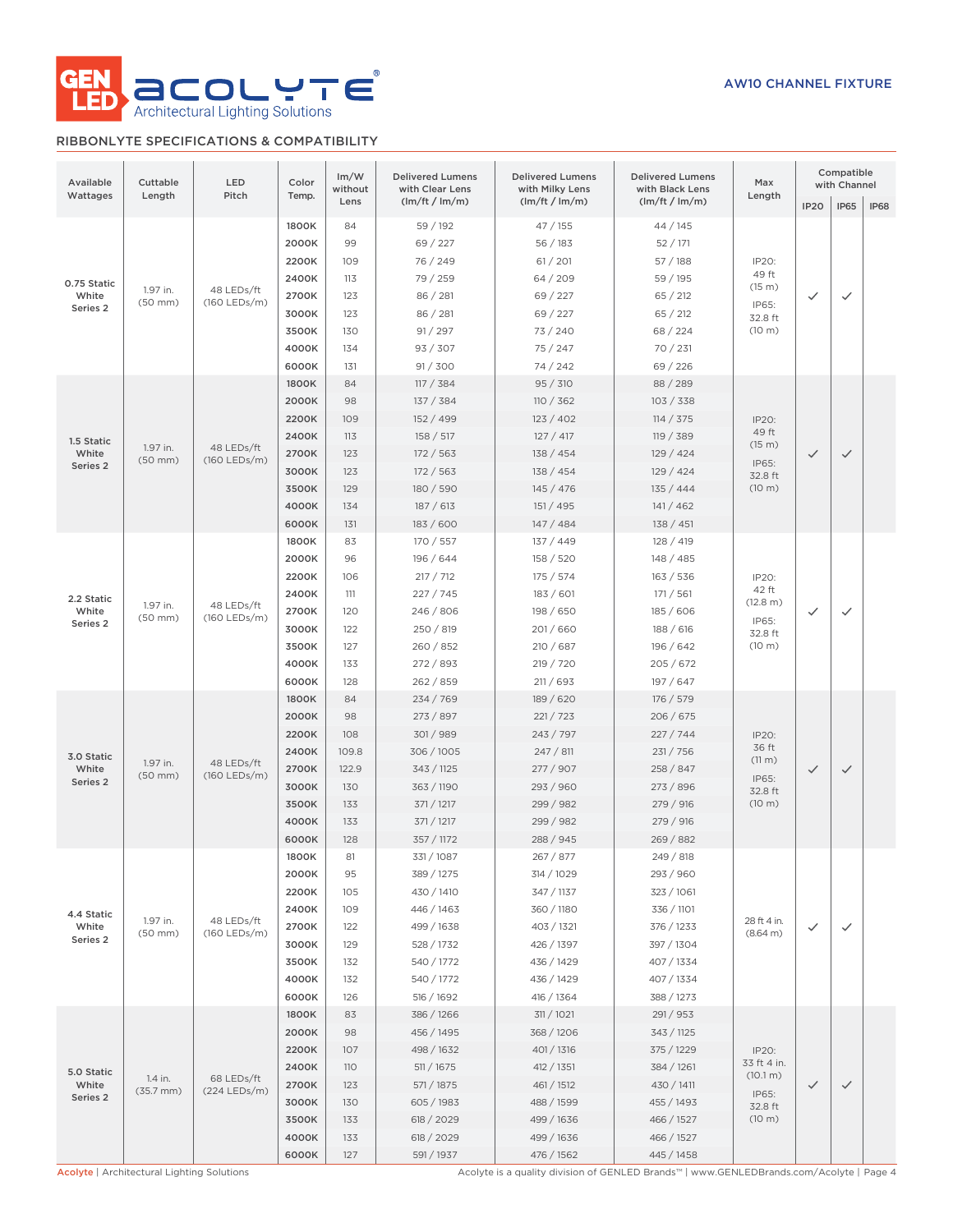AW10 CHANNEL FIXTURE

## RIBBONLYTE SPECIFICATIONS & COMPATIBILITY

| Available Wattages | Cuttable Length | LED Pitch | Color Temp. | lm/W without Lens | Delivered Lumens with Clear Lens (lm/ft / lm/m) | Delivered Lumens with Milky Lens (lm/ft / lm/m) | Delivered Lumens with Black Lens (lm/ft / lm/m) | Max Length | Compatible with Channel | | |
|---|---|---|---|---|---|---|---|---|---|---|---|
| | | | | | | | | | IP20 | IP65 | IP68 |
| 0.75 Static White Series 2 | 1.97 in. (50 mm) | 48 LEDs/ft (160 LEDs/m) | 1800K | 84 | 59 / 192 | 47 / 155 | 44 / 145 | IP20: 49 ft (15 m) IP65: 32.8 ft (10 m) | ✓ | ✓ | |
| | | | 2000K | 99 | 69 / 227 | 56 / 183 | 52 / 171 | | | | |
| | | | 2200K | 109 | 76 / 249 | 61 / 201 | 57 / 188 | | | | |
| | | | 2400K | 113 | 79 / 259 | 64 / 209 | 59 / 195 | | | | |
| | | | 2700K | 123 | 86 / 281 | 69 / 227 | 65 / 212 | | | | |
| | | | 3000K | 123 | 86 / 281 | 69 / 227 | 65 / 212 | | | | |
| | | | 3500K | 130 | 91 / 297 | 73 / 240 | 68 / 224 | | | | |
| | | | 4000K | 134 | 93 / 307 | 75 / 247 | 70 / 231 | | | | |
| | | | 6000K | 131 | 91 / 300 | 74 / 242 | 69 / 226 | | | | |
| 1.5 Static White Series 2 | 1.97 in. (50 mm) | 48 LEDs/ft (160 LEDs/m) | 1800K | 84 | 117 / 384 | 95 / 310 | 88 / 289 | IP20: 49 ft (15 m) IP65: 32.8 ft (10 m) | ✓ | ✓ | |
| | | | 2000K | 98 | 137 / 384 | 110 / 362 | 103 / 338 | | | | |
| | | | 2200K | 109 | 152 / 499 | 123 / 402 | 114 / 375 | | | | |
| | | | 2400K | 113 | 158 / 517 | 127 / 417 | 119 / 389 | | | | |
| | | | 2700K | 123 | 172 / 563 | 138 / 454 | 129 / 424 | | | | |
| | | | 3000K | 123 | 172 / 563 | 138 / 454 | 129 / 424 | | | | |
| | | | 3500K | 129 | 180 / 590 | 145 / 476 | 135 / 444 | | | | |
| | | | 4000K | 134 | 187 / 613 | 151 / 495 | 141 / 462 | | | | |
| | | | 6000K | 131 | 183 / 600 | 147 / 484 | 138 / 451 | | | | |
| 2.2 Static White Series 2 | 1.97 in. (50 mm) | 48 LEDs/ft (160 LEDs/m) | 1800K | 83 | 170 / 557 | 137 / 449 | 128 / 419 | IP20: 42 ft (12.8 m) IP65: 32.8 ft (10 m) | ✓ | ✓ | |
| | | | 2000K | 96 | 196 / 644 | 158 / 520 | 148 / 485 | | | | |
| | | | 2200K | 106 | 217 / 712 | 175 / 574 | 163 / 536 | | | | |
| | | | 2400K | 111 | 227 / 745 | 183 / 601 | 171 / 561 | | | | |
| | | | 2700K | 120 | 246 / 806 | 198 / 650 | 185 / 606 | | | | |
| | | | 3000K | 122 | 250 / 819 | 201 / 660 | 188 / 616 | | | | |
| | | | 3500K | 127 | 260 / 852 | 210 / 687 | 196 / 642 | | | | |
| | | | 4000K | 133 | 272 / 893 | 219 / 720 | 205 / 672 | | | | |
| | | | 6000K | 128 | 262 / 859 | 211 / 693 | 197 / 647 | | | | |
| 3.0 Static White Series 2 | 1.97 in. (50 mm) | 48 LEDs/ft (160 LEDs/m) | 1800K | 84 | 234 / 769 | 189 / 620 | 176 / 579 | IP20: 36 ft (11 m) IP65: 32.8 ft (10 m) | ✓ | ✓ | |
| | | | 2000K | 98 | 273 / 897 | 221 / 723 | 206 / 675 | | | | |
| | | | 2200K | 108 | 301 / 989 | 243 / 797 | 227 / 744 | | | | |
| | | | 2400K | 109.8 | 306 / 1005 | 247 / 811 | 231 / 756 | | | | |
| | | | 2700K | 122.9 | 343 / 1125 | 277 / 907 | 258 / 847 | | | | |
| | | | 3000K | 130 | 363 / 1190 | 293 / 960 | 273 / 896 | | | | |
| | | | 3500K | 133 | 371 / 1217 | 299 / 982 | 279 / 916 | | | | |
| | | | 4000K | 133 | 371 / 1217 | 299 / 982 | 279 / 916 | | | | |
| | | | 6000K | 128 | 357 / 1172 | 288 / 945 | 269 / 882 | | | | |
| 4.4 Static White Series 2 | 1.97 in. (50 mm) | 48 LEDs/ft (160 LEDs/m) | 1800K | 81 | 331 / 1087 | 267 / 877 | 249 / 818 | 28 ft 4 in. (8.64 m) | ✓ | ✓ | |
| | | | 2000K | 95 | 389 / 1275 | 314 / 1029 | 293 / 960 | | | | |
| | | | 2200K | 105 | 430 / 1410 | 347 / 1137 | 323 / 1061 | | | | |
| | | | 2400K | 109 | 446 / 1463 | 360 / 1180 | 336 / 1101 | | | | |
| | | | 2700K | 122 | 499 / 1638 | 403 / 1321 | 376 / 1233 | | | | |
| | | | 3000K | 129 | 528 / 1732 | 426 / 1397 | 397 / 1304 | | | | |
| | | | 3500K | 132 | 540 / 1772 | 436 / 1429 | 407 / 1334 | | | | |
| | | | 4000K | 132 | 540 / 1772 | 436 / 1429 | 407 / 1334 | | | | |
| | | | 6000K | 126 | 516 / 1692 | 416 / 1364 | 388 / 1273 | | | | |
| 5.0 Static White Series 2 | 1.4 in. (35.7 mm) | 68 LEDs/ft (224 LEDs/m) | 1800K | 83 | 386 / 1266 | 311 / 1021 | 291 / 953 | IP20: 33 ft 4 in. (10.1 m) IP65: 32.8 ft (10 m) | ✓ | ✓ | |
| | | | 2000K | 98 | 456 / 1495 | 368 / 1206 | 343 / 1125 | | | | |
| | | | 2200K | 107 | 498 / 1632 | 401 / 1316 | 375 / 1229 | | | | |
| | | | 2400K | 110 | 511 / 1675 | 412 / 1351 | 384 / 1261 | | | | |
| | | | 2700K | 123 | 571 / 1875 | 461 / 1512 | 430 / 1411 | | | | |
| | | | 3000K | 130 | 605 / 1983 | 488 / 1599 | 455 / 1493 | | | | |
| | | | 3500K | 133 | 618 / 2029 | 499 / 1636 | 466 / 1527 | | | | |
| | | | 4000K | 133 | 618 / 2029 | 499 / 1636 | 466 / 1527 | | | | |
| | | | 6000K | 127 | 591 / 1937 | 476 / 1562 | 445 / 1458 | | | | |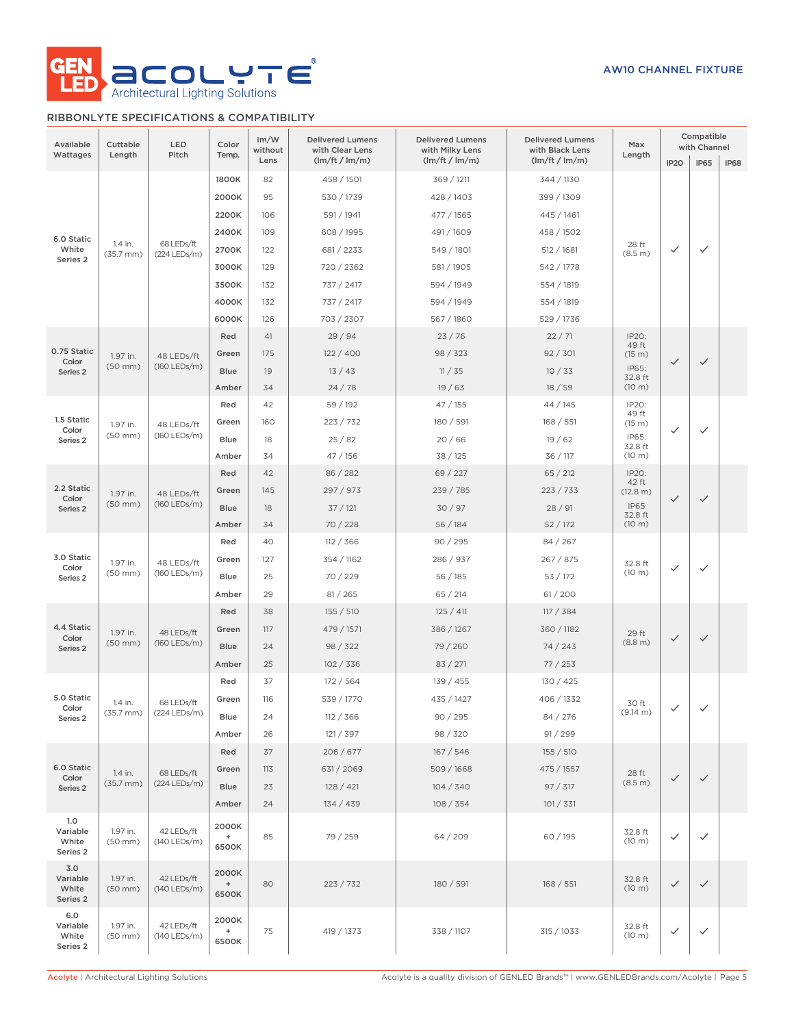AW10 CHANNEL FIXTURE

## RIBBONLYTE SPECIFICATIONS & COMPATIBILITY

| Available Wattages | Cuttable Length | LED Pitch | Color Temp. | lm/W without Lens | Delivered Lumens with Clear Lens (lm/ft / lm/m) | Delivered Lumens with Milky Lens (lm/ft / lm/m) | Delivered Lumens with Black Lens (lm/ft / lm/m) | Max Length | Compatible with Channel | | |
|---|---|---|---|---|---|---|---|---|---|---|---|
| | | | | | | | | | IP20 | IP65 | IP68 |
| 6.0 Static White Series 2 | 1.4 in. (35.7 mm) | 68 LEDs/ft (224 LEDs/m) | 1800K | 82 | 458 / 1501 | 369 / 1211 | 344 / 1130 | 28 ft (8.5 m) | ✓ | ✓ | |
| | | | 2000K | 95 | 530 / 1739 | 428 / 1403 | 399 / 1309 | | | | |
| | | | 2200K | 106 | 591 / 1941 | 477 / 1565 | 445 / 1461 | | | | |
| | | | 2400K | 109 | 608 / 1995 | 491 / 1609 | 458 / 1502 | | | | |
| | | | 2700K | 122 | 681 / 2233 | 549 / 1801 | 512 / 1681 | | | | |
| | | | 3000K | 129 | 720 / 2362 | 581 / 1905 | 542 / 1778 | | | | |
| | | | 3500K | 132 | 737 / 2417 | 594 / 1949 | 554 / 1819 | | | | |
| | | | 4000K | 132 | 737 / 2417 | 594 / 1949 | 554 / 1819 | | | | |
| | | | 6000K | 126 | 703 / 2307 | 567 / 1860 | 529 / 1736 | | | | |
| 0.75 Static Color Series 2 | 1.97 in. (50 mm) | 48 LEDs/ft (160 LEDs/m) | Red | 41 | 29 / 94 | 23 / 76 | 22 / 71 | IP20: 49 ft (15 m) IP65: 32.8 ft (10 m) | ✓ | ✓ | |
| | | | Green | 175 | 122 / 400 | 98 / 323 | 92 / 301 | | | | |
| | | | Blue | 19 | 13 / 43 | 11 / 35 | 10 / 33 | | | | |
| | | | Amber | 34 | 24 / 78 | 19 / 63 | 18 / 59 | | | | |
| 1.5 Static Color Series 2 | 1.97 in. (50 mm) | 48 LEDs/ft (160 LEDs/m) | Red | 42 | 59 / 192 | 47 / 155 | 44 / 145 | IP20: 49 ft (15 m) IP65: 32.8 ft (10 m) | ✓ | ✓ | |
| | | | Green | 160 | 223 / 732 | 180 / 591 | 168 / 551 | | | | |
| | | | Blue | 18 | 25 / 82 | 20 / 66 | 19 / 62 | | | | |
| | | | Amber | 34 | 47 / 156 | 38 / 125 | 36 / 117 | | | | |
| 2.2 Static Color Series 2 | 1.97 in. (50 mm) | 48 LEDs/ft (160 LEDs/m) | Red | 42 | 86 / 282 | 69 / 227 | 65 / 212 | IP20: 42 ft (12.8 m) IP65 32.8 ft (10 m) | ✓ | ✓ | |
| | | | Green | 145 | 297 / 973 | 239 / 785 | 223 / 733 | | | | |
| | | | Blue | 18 | 37 / 121 | 30 / 97 | 28 / 91 | | | | |
| | | | Amber | 34 | 70 / 228 | 56 / 184 | 52 / 172 | | | | |
| 3.0 Static Color Series 2 | 1.97 in. (50 mm) | 48 LEDs/ft (160 LEDs/m) | Red | 40 | 112 / 366 | 90 / 295 | 84 / 267 | 32.8 ft (10 m) | ✓ | ✓ | |
| | | | Green | 127 | 354 / 1162 | 286 / 937 | 267 / 875 | | | | |
| | | | Blue | 25 | 70 / 229 | 56 / 185 | 53 / 172 | | | | |
| | | | Amber | 29 | 81 / 265 | 65 / 214 | 61 / 200 | | | | |
| 4.4 Static Color Series 2 | 1.97 in. (50 mm) | 48 LEDs/ft (160 LEDs/m) | Red | 38 | 155 / 510 | 125 / 411 | 117 / 384 | 29 ft (8.8 m) | ✓ | ✓ | |
| | | | Green | 117 | 479 / 1571 | 386 / 1267 | 360 / 1182 | | | | |
| | | | Blue | 24 | 98 / 322 | 79 / 260 | 74 / 243 | | | | |
| | | | Amber | 25 | 102 / 336 | 83 / 271 | 77 / 253 | | | | |
| 5.0 Static Color Series 2 | 1.4 in. (35.7 mm) | 68 LEDs/ft (224 LEDs/m) | Red | 37 | 172 / 564 | 139 / 455 | 130 / 425 | 30 ft (9.14 m) | ✓ | ✓ | |
| | | | Green | 116 | 539 / 1770 | 435 / 1427 | 406 / 1332 | | | | |
| | | | Blue | 24 | 112 / 366 | 90 / 295 | 84 / 276 | | | | |
| | | | Amber | 26 | 121 / 397 | 98 / 320 | 91 / 299 | | | | |
| 6.0 Static Color Series 2 | 1.4 in. (35.7 mm) | 68 LEDs/ft (224 LEDs/m) | Red | 37 | 206 / 677 | 167 / 546 | 155 / 510 | 28 ft (8.5 m) | ✓ | ✓ | |
| | | | Green | 113 | 631 / 2069 | 509 / 1668 | 475 / 1557 | | | | |
| | | | Blue | 23 | 128 / 421 | 104 / 340 | 97 / 317 | | | | |
| | | | Amber | 24 | 134 / 439 | 108 / 354 | 101 / 331 | | | | |
| 1.0 Variable White Series 2 | 1.97 in. (50 mm) | 42 LEDs/ft (140 LEDs/m) | 2000K + 6500K | 85 | 79 / 259 | 64 / 209 | 60 / 195 | 32.8 ft (10 m) | ✓ | ✓ | |
| 3.0 Variable White Series 2 | 1.97 in. (50 mm) | 42 LEDs/ft (140 LEDs/m) | 2000K + 6500K | 80 | 223 / 732 | 180 / 591 | 168 / 551 | 32.8 ft (10 m) | ✓ | ✓ | |
| 6.0 Variable White Series 2 | 1.97 in. (50 mm) | 42 LEDs/ft (140 LEDs/m) | 2000K + 6500K | 75 | 419 / 1373 | 338 / 1107 | 315 / 1033 | 32.8 ft (10 m) | ✓ | ✓ | |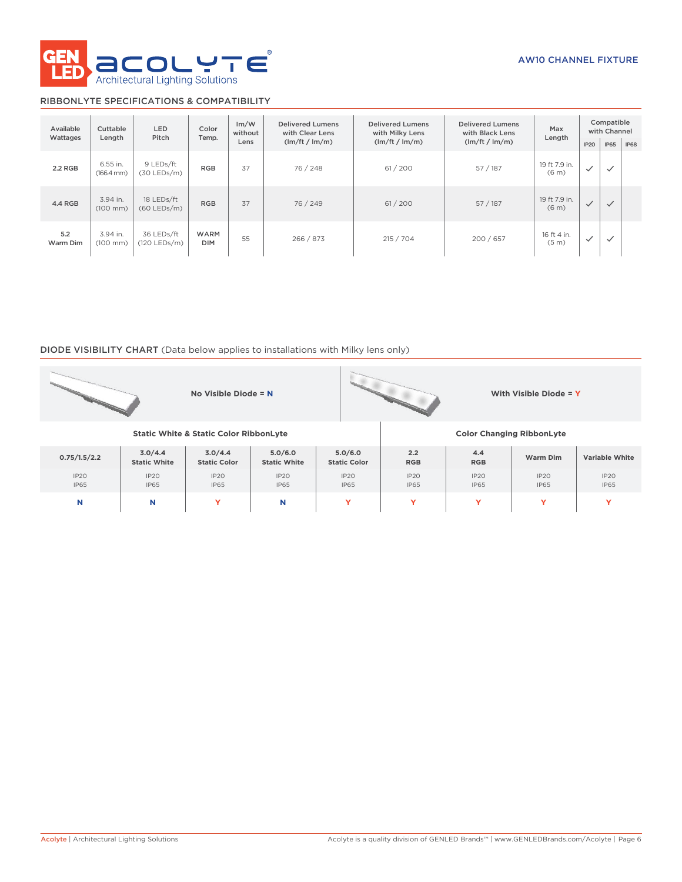AW10 CHANNEL FIXTURE

## RIBBONLYTE SPECIFICATIONS & COMPATIBILITY

| Available Wattages | Cuttable Length | LED Pitch | Color Temp. | lm/W without Lens | Delivered Lumens with Clear Lens (lm/ft / lm/m) | Delivered Lumens with Milky Lens (lm/ft / lm/m) | Delivered Lumens with Black Lens (lm/ft / lm/m) | Max Length | Compatible with Channel | | |
|---|---|---|---|---|---|---|---|---|---|---|---|
| | | | | | | | | | IP20 | IP65 | IP68 |
| 2.2 RGB | 6.55 in. (166.4 mm) | 9 LEDs/ft (30 LEDs/m) | RGB | 37 | 76 / 248 | 61 / 200 | 57 / 187 | 19 ft 7.9 in. (6 m) | ✓ | ✓ | |
| 4.4 RGB | 3.94 in. (100 mm) | 18 LEDs/ft (60 LEDs/m) | RGB | 37 | 76 / 249 | 61 / 200 | 57 / 187 | 19 ft 7.9 in. (6 m) | ✓ | ✓ | |
| 5.2 Warm Dim | 3.94 in. (100 mm) | 36 LEDs/ft (120 LEDs/m) | WARM DIM | 55 | 266 / 873 | 215 / 704 | 200 / 657 | 16 ft 4 in. (5 m) | ✓ | ✓ | |

## DIODE VISIBILITY CHART (Data below applies to installations with Milky lens only)

**No Visible Diode = N** **With Visible Diode = Y**

| Static White & Static Color RibbonLyte | | | | | Color Changing RibbonLyte | | | |
|---|---|---|---|---|---|---|---|---|
| **0.75/1.5/2.2** | **3.0/4.4 Static White** | **3.0/4.4 Static Color** | **5.0/6.0 Static White** | **5.0/6.0 Static Color** | **2.2 RGB** | **4.4 RGB** | **Warm Dim** | **Variable White** |
| IP20 IP65 | IP20 IP65 | IP20 IP65 | IP20 IP65 | IP20 IP65 | IP20 IP65 | IP20 IP65 | IP20 IP65 | IP20 IP65 |
| N | N | Y | N | Y | Y | Y | Y | Y |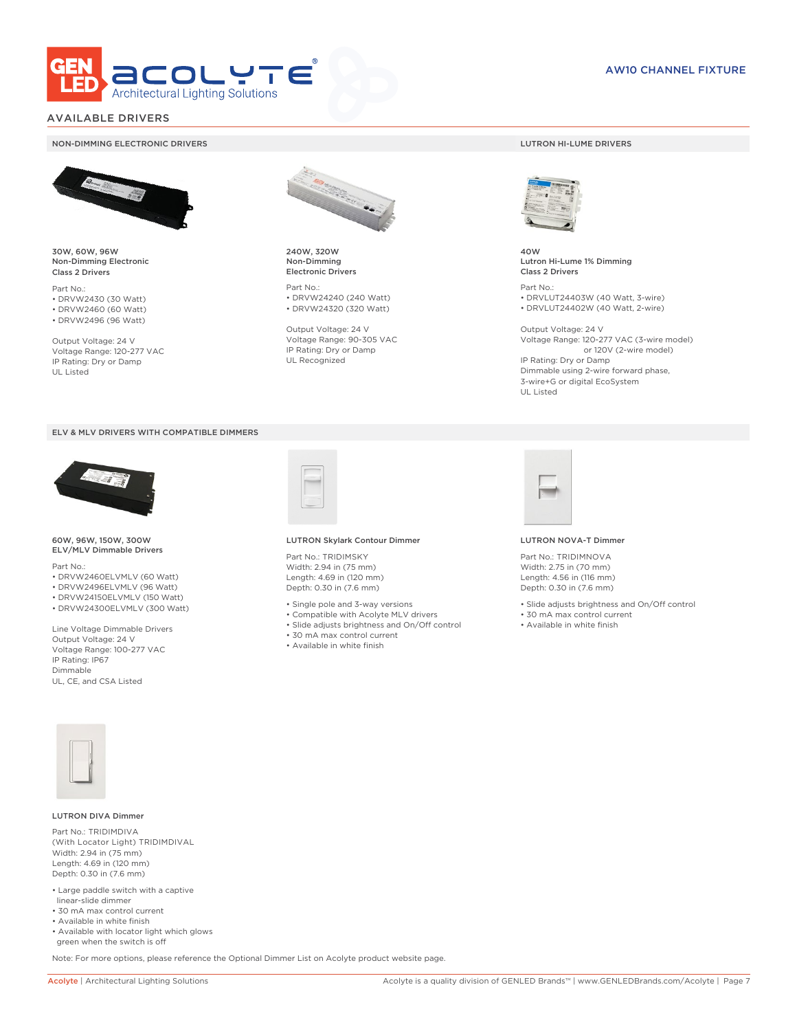AW10 CHANNEL FIXTURE

## AVAILABLE DRIVERS

### NON-DIMMING ELECTRONIC DRIVERS

**30W, 60W, 96W**
**Non-Dimming Electronic**
**Class 2 Drivers**

Part No.:
- DRVW2430 (30 Watt)
- DRVW2460 (60 Watt)
- DRVW2496 (96 Watt)

Output Voltage: 24 V
Voltage Range: 120-277 VAC
IP Rating: Dry or Damp
UL Listed

**240W, 320W**
**Non-Dimming**
**Electronic Drivers**

Part No.:
- DRVW24240 (240 Watt)
- DRVW24320 (320 Watt)

Output Voltage: 24 V
Voltage Range: 90-305 VAC
IP Rating: Dry or Damp
UL Recognized

### LUTRON HI-LUME DRIVERS

**40W**
**Lutron Hi-Lume 1% Dimming**
**Class 2 Drivers**

Part No.:
- DRVLUT24403W (40 Watt, 3-wire)
- DRVLUT24402W (40 Watt, 2-wire)

Output Voltage: 24 V
Voltage Range: 120-277 VAC (3-wire model)
or 120V (2-wire model)
IP Rating: Dry or Damp
Dimmable using 2-wire forward phase,
3-wire+G or digital EcoSystem
UL Listed

### ELV & MLV DRIVERS WITH COMPATIBLE DIMMERS

**60W, 96W, 150W, 300W**
**ELV/MLV Dimmable Drivers**

Part No.:
- DRVW2460ELVMLV (60 Watt)
- DRVW2496ELVMLV (96 Watt)
- DRVW24150ELVMLV (150 Watt)
- DRVW24300ELVMLV (300 Watt)

Line Voltage Dimmable Drivers
Output Voltage: 24 V
Voltage Range: 100-277 VAC
IP Rating: IP67
Dimmable
UL, CE, and CSA Listed

**LUTRON Skylark Contour Dimmer**

Part No.: TRIDIMSKY
Width: 2.94 in (75 mm)
Length: 4.69 in (120 mm)
Depth: 0.30 in (7.6 mm)

- Single pole and 3-way versions
- Compatible with Acolyte MLV drivers
- Slide adjusts brightness and On/Off control
- 30 mA max control current
- Available in white finish

**LUTRON NOVA-T Dimmer**

Part No.: TRIDIMNOVA
Width: 2.75 in (70 mm)
Length: 4.56 in (116 mm)
Depth: 0.30 in (7.6 mm)

- Slide adjusts brightness and On/Off control
- 30 mA max control current
- Available in white finish

**LUTRON DIVA Dimmer**

Part No.: TRIDIMDIVA
(With Locator Light) TRIDIMDIVAL
Width: 2.94 in (75 mm)
Length: 4.69 in (120 mm)
Depth: 0.30 in (7.6 mm)

- Large paddle switch with a captive linear-slide dimmer
- 30 mA max control current
- Available in white finish
- Available with locator light which glows green when the switch is off

Note: For more options, please reference the Optional Dimmer List on Acolyte product website page.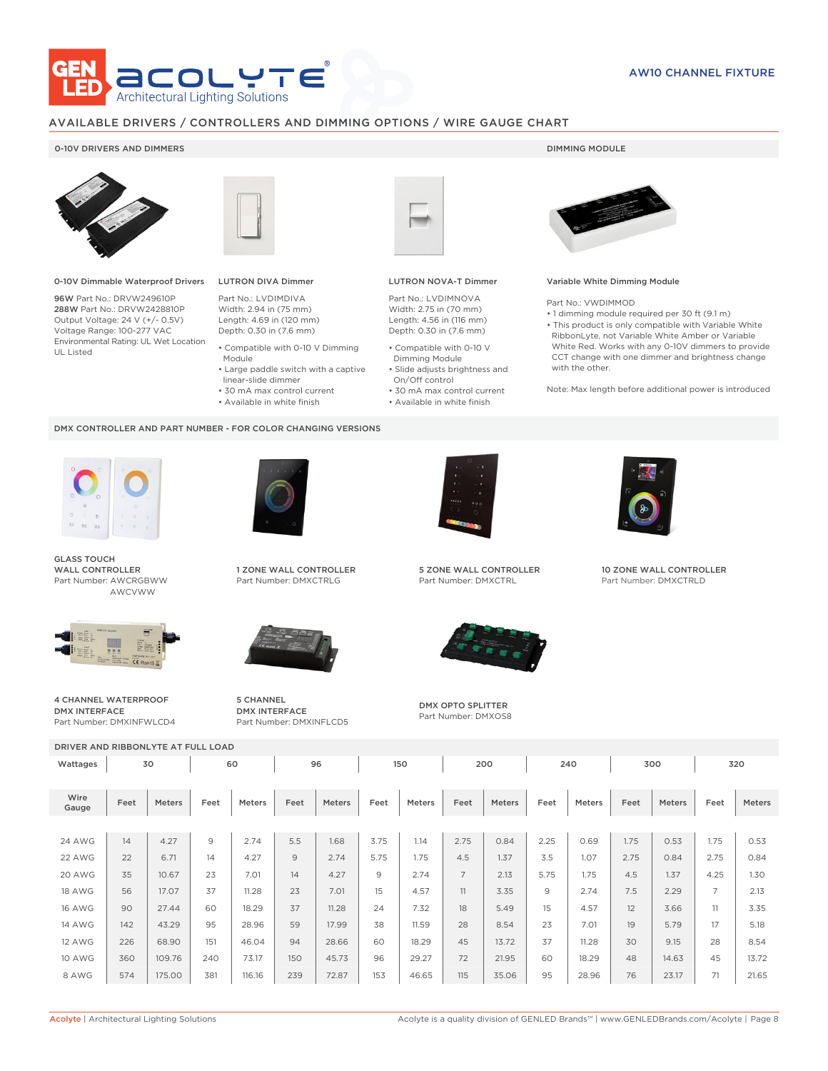AW10 CHANNEL FIXTURE

## AVAILABLE DRIVERS / CONTROLLERS AND DIMMING OPTIONS / WIRE GAUGE CHART

### 0-10V DRIVERS AND DIMMERS

**0-10V Dimmable Waterproof Drivers**

**96W** Part No.: DRVW249610P
**288W** Part No.: DRVW2428810P
Output Voltage: 24 V (+/- 0.5V)
Voltage Range: 100-277 VAC
Environmental Rating: UL Wet Location
UL Listed

**LUTRON DIVA Dimmer**

Part No.: LVDIMDIVA
Width: 2.94 in (75 mm)
Length: 4.69 in (120 mm)
Depth: 0.30 in (7.6 mm)

- Compatible with 0-10 V Dimming Module
- Large paddle switch with a captive linear-slide dimmer
- 30 mA max control current
- Available in white finish

**LUTRON NOVA-T Dimmer**

Part No.: LVDIMNOVA
Width: 2.75 in (70 mm)
Length: 4.56 in (116 mm)
Depth: 0.30 in (7.6 mm)

- Compatible with 0-10 V Dimming Module
- Slide adjusts brightness and On/Off control
- 30 mA max control current
- Available in white finish

### DIMMING MODULE

**Variable White Dimming Module**

Part No.: VWDIMMOD

- 1 dimming module required per 30 ft (9.1 m)
- This product is only compatible with Variable White RibbonLyte, not Variable White Amber or Variable White Red. Works with any 0-10V dimmers to provide CCT change with one dimmer and brightness change with the other.

Note: Max length before additional power is introduced

### DMX CONTROLLER AND PART NUMBER - FOR COLOR CHANGING VERSIONS

**GLASS TOUCH WALL CONTROLLER**
Part Number: AWCRGBWW
AWCVWW

**1 ZONE WALL CONTROLLER**
Part Number: DMXCTRLG

**5 ZONE WALL CONTROLLER**
Part Number: DMXCTRL

**10 ZONE WALL CONTROLLER**
Part Number: DMXCTRLD

**4 CHANNEL WATERPROOF DMX INTERFACE**
Part Number: DMXINFWLCD4

**5 CHANNEL DMX INTERFACE**
Part Number: DMXINFLCD5

**DMX OPTO SPLITTER**
Part Number: DMXOS8

### DRIVER AND RIBBONLYTE AT FULL LOAD

| Wattages | 30 | | 60 | | 96 | | 150 | | 200 | | 240 | | 300 | | 320 | |
|---|---|---|---|---|---|---|---|---|---|---|---|---|---|---|---|---|
| Wire Gauge | Feet | Meters | Feet | Meters | Feet | Meters | Feet | Meters | Feet | Meters | Feet | Meters | Feet | Meters | Feet | Meters |
| 24 AWG | 14 | 4.27 | 9 | 2.74 | 5.5 | 1.68 | 3.75 | 1.14 | 2.75 | 0.84 | 2.25 | 0.69 | 1.75 | 0.53 | 1.75 | 0.53 |
| 22 AWG | 22 | 6.71 | 14 | 4.27 | 9 | 2.74 | 5.75 | 1.75 | 4.5 | 1.37 | 3.5 | 1.07 | 2.75 | 0.84 | 2.75 | 0.84 |
| 20 AWG | 35 | 10.67 | 23 | 7.01 | 14 | 4.27 | 9 | 2.74 | 7 | 2.13 | 5.75 | 1.75 | 4.5 | 1.37 | 4.25 | 1.30 |
| 18 AWG | 56 | 17.07 | 37 | 11.28 | 23 | 7.01 | 15 | 4.57 | 11 | 3.35 | 9 | 2.74 | 7.5 | 2.29 | 7 | 2.13 |
| 16 AWG | 90 | 27.44 | 60 | 18.29 | 37 | 11.28 | 24 | 7.32 | 18 | 5.49 | 15 | 4.57 | 12 | 3.66 | 11 | 3.35 |
| 14 AWG | 142 | 43.29 | 95 | 28.96 | 59 | 17.99 | 38 | 11.59 | 28 | 8.54 | 23 | 7.01 | 19 | 5.79 | 17 | 5.18 |
| 12 AWG | 226 | 68.90 | 151 | 46.04 | 94 | 28.66 | 60 | 18.29 | 45 | 13.72 | 37 | 11.28 | 30 | 9.15 | 28 | 8.54 |
| 10 AWG | 360 | 109.76 | 240 | 73.17 | 150 | 45.73 | 96 | 29.27 | 72 | 21.95 | 60 | 18.29 | 48 | 14.63 | 45 | 13.72 |
| 8 AWG | 574 | 175.00 | 381 | 116.16 | 239 | 72.87 | 153 | 46.65 | 115 | 35.06 | 95 | 28.96 | 76 | 23.17 | 71 | 21.65 |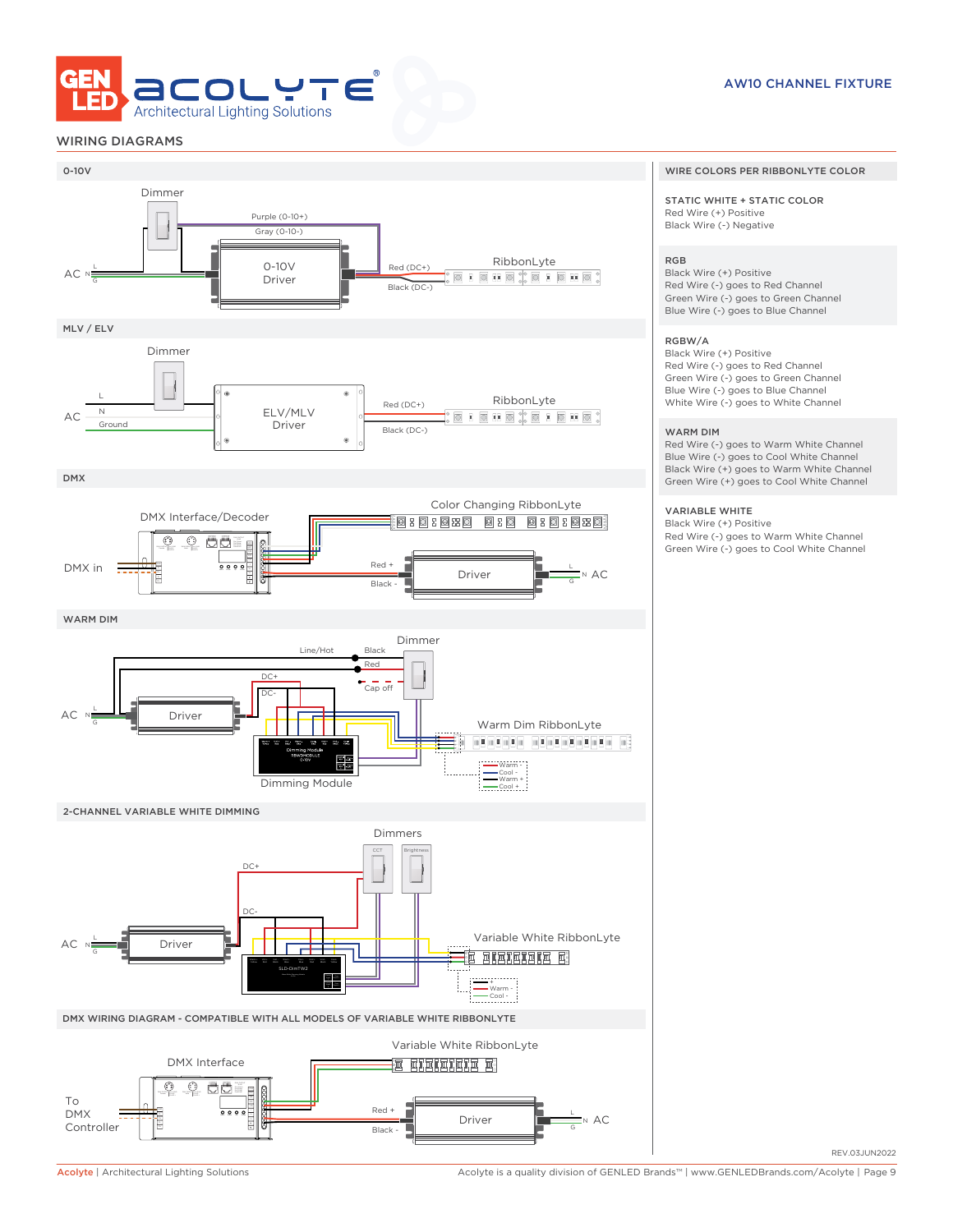GENLED acolyte® Architectural Lighting Solutions

AW10 CHANNEL FIXTURE

## WIRING DIAGRAMS

### 0-10V

Dimmer

Purple (0-10+)

Gray (0-10-)

AC L N G

0-10V Driver

Red (DC+)

Black (DC-)

RibbonLyte

### MLV / ELV

Dimmer

AC L N Ground

ELV/MLV Driver

Red (DC+)

Black (DC-)

RibbonLyte

### DMX

DMX Interface/Decoder

Color Changing RibbonLyte

DMX in

Red +

Black -

Driver

L N AC G

### WARM DIM

Dimmer

Line/Hot

Black

Red

Cap off

DC+

DC-

AC L N G

Driver

Dimming Module

Warm Dim RibbonLyte

Warm -
Cool -
Warm +
Cool +

### 2-CHANNEL VARIABLE WHITE DIMMING

Dimmers

CCT

Brightness

DC+

DC-

AC L N G

Driver

Variable White RibbonLyte

Warm -
Cool -

### DMX WIRING DIAGRAM - COMPATIBLE WITH ALL MODELS OF VARIABLE WHITE RIBBONLYTE

DMX Interface

Variable White RibbonLyte

To DMX Controller

Red +

Black -

Driver

L N AC G

## WIRE COLORS PER RIBBONLYTE COLOR

**STATIC WHITE + STATIC COLOR**
Red Wire (+) Positive
Black Wire (-) Negative

**RGB**
Black Wire (+) Positive
Red Wire (-) goes to Red Channel
Green Wire (-) goes to Green Channel
Blue Wire (-) goes to Blue Channel

**RGBW/A**
Black Wire (+) Positive
Red Wire (-) goes to Red Channel
Green Wire (-) goes to Green Channel
Blue Wire (-) goes to Blue Channel
White Wire (-) goes to White Channel

**WARM DIM**
Red Wire (-) goes to Warm White Channel
Blue Wire (-) goes to Cool White Channel
Black Wire (+) goes to Warm White Channel
Green Wire (+) goes to Cool White Channel

**VARIABLE WHITE**
Black Wire (+) Positive
Red Wire (-) goes to Warm White Channel
Green Wire (-) goes to Cool White Channel

REV.03JUN2022